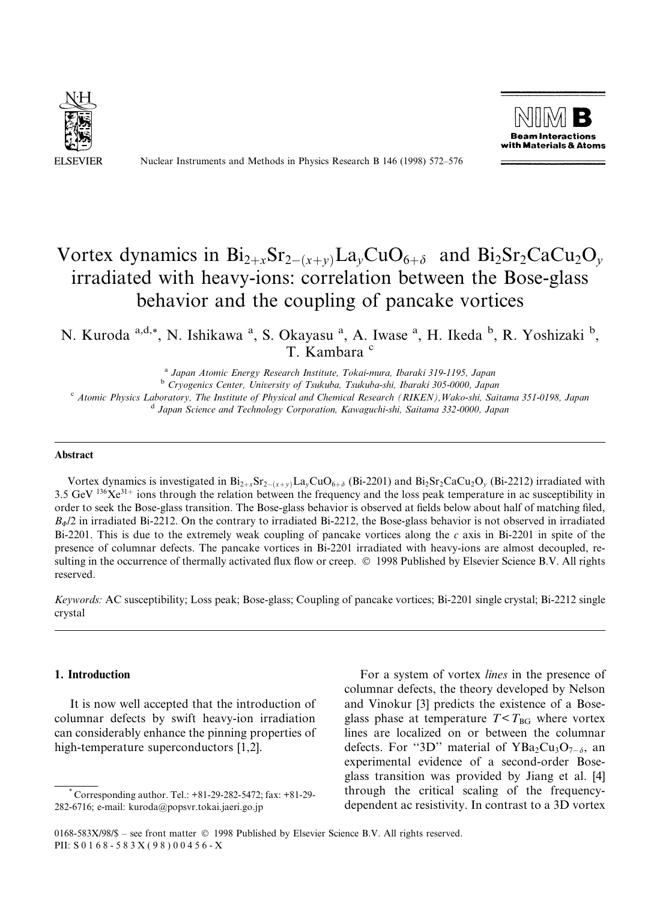# Vortex dynamics in $Bi_{2+x}Sr_{2-(x+y)}La_yCuO_{6+\delta}$ and $Bi_2Sr_2CaCu_2O_y$ irradiated with heavy-ions: correlation between the Bose-glass behavior and the coupling of pancake vortices

N. Kuroda [a,d,*], N. Ishikawa [a], S. Okayasu [a], A. Iwase [a], H. Ikeda [b], R. Yoshizaki [b], T. Kambara [c]

[a] *Japan Atomic Energy Research Institute, Tokai-mura, Ibaraki 319-1195, Japan*
[b] *Cryogenics Center, University of Tsukuba, Tsukuba-shi, Ibaraki 305-0000, Japan*
[c] *Atomic Physics Laboratory, The Institute of Physical and Chemical Research (RIKEN), Wako-shi, Saitama 351-0198, Japan*
[d] *Japan Science and Technology Corporation, Kawaguchi-shi, Saitama 332-0000, Japan*

## Abstract

Vortex dynamics is investigated in $Bi_{2+x}Sr_{2-(x+y)}La_yCuO_{6+\delta}$ (Bi-2201) and $Bi_2Sr_2CaCu_2O_y$ (Bi-2212) irradiated with 3.5 GeV $^{136}Xe^{31+}$ ions through the relation between the frequency and the loss peak temperature in ac susceptibility in order to seek the Bose-glass transition. The Bose-glass behavior is observed at fields below about half of matching filed, $B_\Phi/2$ in irradiated Bi-2212. On the contrary to irradiated Bi-2212, the Bose-glass behavior is not observed in irradiated Bi-2201. This is due to the extremely weak coupling of pancake vortices along the *c* axis in Bi-2201 in spite of the presence of columnar defects. The pancake vortices in Bi-2201 irradiated with heavy-ions are almost decoupled, resulting in the occurrence of thermally activated flux flow or creep. © 1998 Published by Elsevier Science B.V. All rights reserved.

*Keywords:* AC susceptibility; Loss peak; Bose-glass; Coupling of pancake vortices; Bi-2201 single crystal; Bi-2212 single crystal

## 1. Introduction

It is now well accepted that the introduction of columnar defects by swift heavy-ion irradiation can considerably enhance the pinning properties of high-temperature superconductors [1,2].

For a system of vortex *lines* in the presence of columnar defects, the theory developed by Nelson and Vinokur [3] predicts the existence of a Bose-glass phase at temperature $T < T_{BG}$ where vortex lines are localized on or between the columnar defects. For "3D" material of $YBa_2Cu_3O_{7-\delta}$, an experimental evidence of a second-order Bose-glass transition was provided by Jiang et al. [4] through the critical scaling of the frequency-dependent ac resistivity. In contrast to a 3D vortex

* Corresponding author. Tel.: +81-29-282-5472; fax: +81-29-282-6716; e-mail: kuroda@popsvr.tokai.jaeri.go.jp

0168-583X/98/$ – see front matter © 1998 Published by Elsevier Science B.V. All rights reserved.
PII: S0168-583X(98)00456-X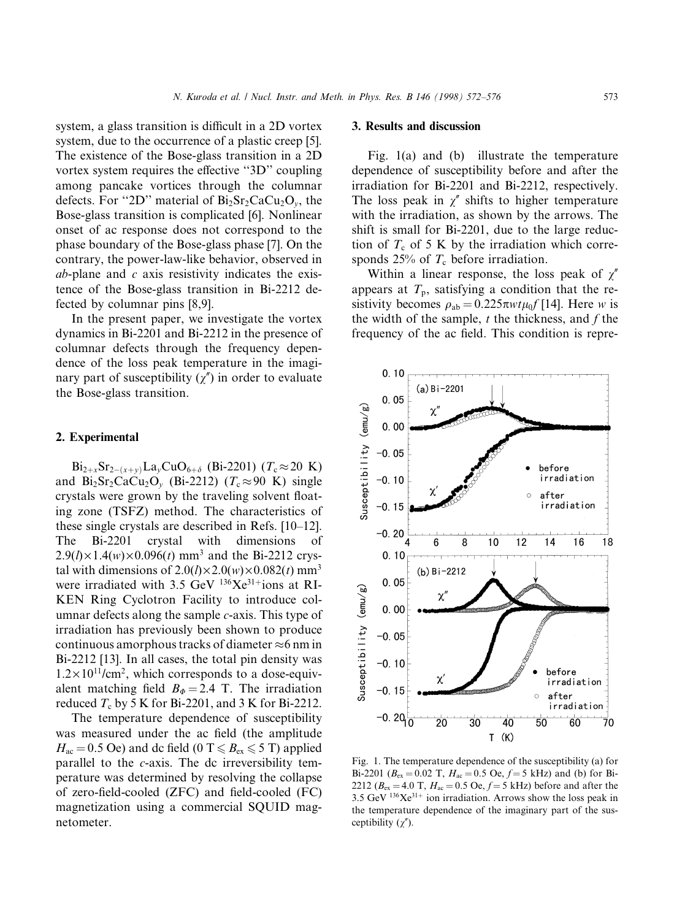system, a glass transition is difficult in a 2D vortex system, due to the occurrence of a plastic creep [5]. The existence of the Bose-glass transition in a 2D vortex system requires the effective "3D" coupling among pancake vortices through the columnar defects. For "2D" material of $Bi_2Sr_2CaCu_2O_y$, the Bose-glass transition is complicated [6]. Nonlinear onset of ac response does not correspond to the phase boundary of the Bose-glass phase [7]. On the contrary, the power-law-like behavior, observed in *ab*-plane and *c* axis resistivity indicates the existence of the Bose-glass transition in Bi-2212 defected by columnar pins [8,9].

In the present paper, we investigate the vortex dynamics in Bi-2201 and Bi-2212 in the presence of columnar defects through the frequency dependence of the loss peak temperature in the imaginary part of susceptibility ($\chi''$) in order to evaluate the Bose-glass transition.

## 2. Experimental

$Bi_{2+x}Sr_{2-(x+y)}La_yCuO_{6+\delta}$ (Bi-2201) ($T_c \approx 20$ K) and $Bi_2Sr_2CaCu_2O_y$ (Bi-2212) ($T_c \approx 90$ K) single crystals were grown by the traveling solvent floating zone (TSFZ) method. The characteristics of these single crystals are described in Refs. [10–12]. The Bi-2201 crystal with dimensions of $2.9(l) \times 1.4(w) \times 0.096(t)$ mm$^3$ and the Bi-2212 crystal with dimensions of $2.0(l) \times 2.0(w) \times 0.082(t)$ mm$^3$ were irradiated with 3.5 GeV $^{136}Xe^{31+}$ions at RIKEN Ring Cyclotron Facility to introduce columnar defects along the sample *c*-axis. This type of irradiation has previously been shown to produce continuous amorphous tracks of diameter ≈6 nm in Bi-2212 [13]. In all cases, the total pin density was $1.2 \times 10^{11}$/cm$^2$, which corresponds to a dose-equivalent matching field $B_\Phi = 2.4$ T. The irradiation reduced $T_c$ by 5 K for Bi-2201, and 3 K for Bi-2212.

The temperature dependence of susceptibility was measured under the ac field (the amplitude $H_{ac} = 0.5$ Oe) and dc field ($0\ \text{T} \leqslant B_{ex} \leqslant 5$ T) applied parallel to the *c*-axis. The dc irreversibility temperature was determined by resolving the collapse of zero-field-cooled (ZFC) and field-cooled (FC) magnetization using a commercial SQUID magnetometer.

## 3. Results and discussion

Fig. 1(a) and (b) illustrate the temperature dependence of susceptibility before and after the irradiation for Bi-2201 and Bi-2212, respectively. The loss peak in $\chi''$ shifts to higher temperature with the irradiation, as shown by the arrows. The shift is small for Bi-2201, due to the large reduction of $T_c$ of 5 K by the irradiation which corresponds 25% of $T_c$ before irradiation.

Within a linear response, the loss peak of $\chi''$ appears at $T_p$, satisfying a condition that the resistivity becomes $\rho_{ab} = 0.225\pi wt\mu_0 f$ [14]. Here $w$ is the width of the sample, $t$ the thickness, and $f$ the frequency of the ac field. This condition is repre-

Fig. 1. The temperature dependence of the susceptibility (a) for Bi-2201 ($B_{ex} = 0.02$ T, $H_{ac} = 0.5$ Oe, $f = 5$ kHz) and (b) for Bi-2212 ($B_{ex} = 4.0$ T, $H_{ac} = 0.5$ Oe, $f = 5$ kHz) before and after the 3.5 GeV $^{136}Xe^{31+}$ ion irradiation. Arrows show the loss peak in the temperature dependence of the imaginary part of the susceptibility ($\chi''$).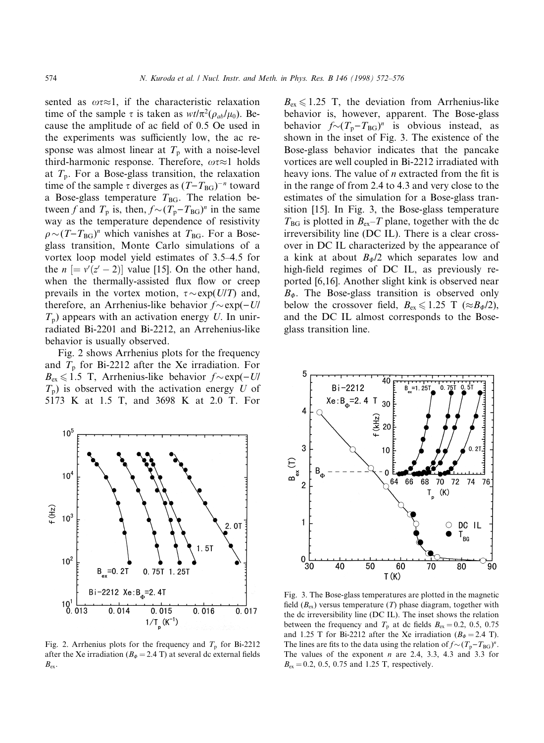sented as $\omega\tau\approx1$, if the characteristic relaxation time of the sample $\tau$ is taken as $wt/\pi^2(\rho_{ab}/\mu_0)$. Because the amplitude of ac field of 0.5 Oe used in the experiments was sufficiently low, the ac response was almost linear at $T_p$ with a noise-level third-harmonic response. Therefore, $\omega\tau\approx1$ holds at $T_p$. For a Bose-glass transition, the relaxation time of the sample $\tau$ diverges as $(T-T_{BG})^{-n}$ toward a Bose-glass temperature $T_{BG}$. The relation between $f$ and $T_p$ is, then, $f\sim(T_p-T_{BG})^n$ in the same way as the temperature dependence of resistivity $\rho\sim(T-T_{BG})^n$ which vanishes at $T_{BG}$. For a Bose-glass transition, Monte Carlo simulations of a vortex loop model yield estimates of 3.5–4.5 for the $n$ $[= v'(z'-2)]$ value [15]. On the other hand, when the thermally-assisted flux flow or creep prevails in the vortex motion, $\tau\sim\exp(U/T)$ and, therefore, an Arrhenius-like behavior $f\sim\exp(-U/T_p)$ appears with an activation energy $U$. In unirradiated Bi-2201 and Bi-2212, an Arrehenius-like behavior is usually observed.

Fig. 2 shows Arrhenius plots for the frequency and $T_p$ for Bi-2212 after the Xe irradiation. For $B_{ex}\leqslant1.5$ T, Arrhenius-like behavior $f\sim\exp(-U/T_p)$ is observed with the activation energy $U$ of 5173 K at 1.5 T, and 3698 K at 2.0 T. For $B_{ex}\leqslant1.25$ T, the deviation from Arrhenius-like behavior is, however, apparent. The Bose-glass behavior $f\sim(T_p-T_{BG})^n$ is obvious instead, as shown in the inset of Fig. 3. The existence of the Bose-glass behavior indicates that the pancake vortices are well coupled in Bi-2212 irradiated with heavy ions. The value of $n$ extracted from the fit is in the range of from 2.4 to 4.3 and very close to the estimates of the simulation for a Bose-glass transition [15]. In Fig. 3, the Bose-glass temperature $T_{BG}$ is plotted in $B_{ex}$–$T$ plane, together with the dc irreversibility line (DC IL). There is a clear crossover in DC IL characterized by the appearance of a kink at about $B_\Phi/2$ which separates low and high-field regimes of DC IL, as previously reported [6,16]. Another slight kink is observed near $B_\Phi$. The Bose-glass transition is observed only below the crossover field, $B_{ex}\leqslant1.25$ T ($\approx B_\Phi/2$), and the DC IL almost corresponds to the Bose-glass transition line.

Fig. 2. Arrhenius plots for the frequency and $T_p$ for Bi-2212 after the Xe irradiation ($B_\Phi=2.4$ T) at several dc external fields $B_{ex}$.

Fig. 3. The Bose-glass temperatures are plotted in the magnetic field ($B_{ex}$) versus temperature ($T$) phase diagram, together with the dc irreversibility line (DC IL). The inset shows the relation between the frequency and $T_p$ at dc fields $B_{ex}=0.2$, 0.5, 0.75 and 1.25 T for Bi-2212 after the Xe irradiation ($B_\Phi=2.4$ T). The lines are fits to the data using the relation of $f\sim(T_p-T_{BG})^n$. The values of the exponent $n$ are 2.4, 3.3, 4.3 and 3.3 for $B_{ex}=0.2$, 0.5, 0.75 and 1.25 T, respectively.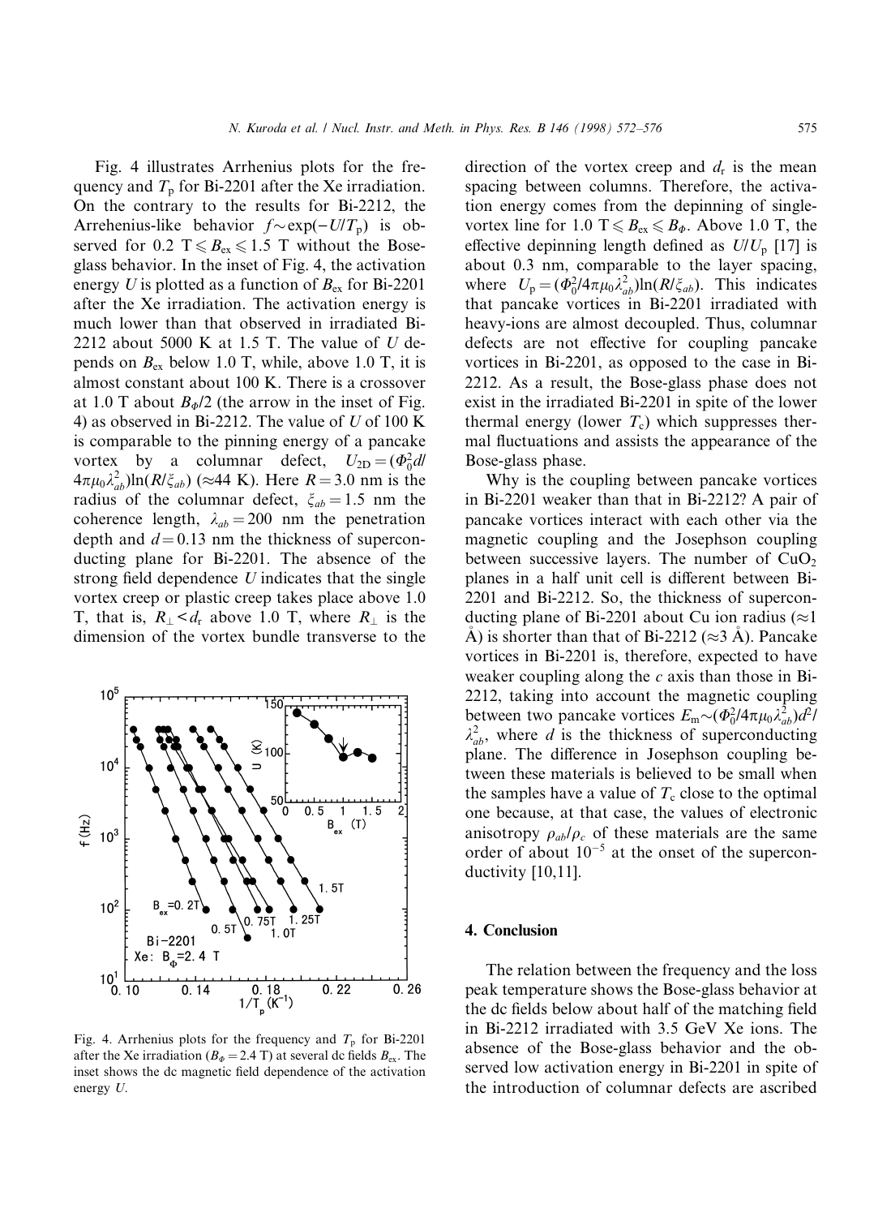Fig. 4 illustrates Arrhenius plots for the frequency and $T_p$ for Bi-2201 after the Xe irradiation. On the contrary to the results for Bi-2212, the Arrehenius-like behavior $f \sim \exp(-U/T_p)$ is observed for $0.2\ \mathrm{T} \leqslant B_{ex} \leqslant 1.5\ \mathrm{T}$ without the Bose-glass behavior. In the inset of Fig. 4, the activation energy $U$ is plotted as a function of $B_{ex}$ for Bi-2201 after the Xe irradiation. The activation energy is much lower than that observed in irradiated Bi-2212 about 5000 K at 1.5 T. The value of $U$ depends on $B_{ex}$ below 1.0 T, while, above 1.0 T, it is almost constant about 100 K. There is a crossover at 1.0 T about $B_{\Phi}/2$ (the arrow in the inset of Fig. 4) as observed in Bi-2212. The value of $U$ of 100 K is comparable to the pinning energy of a pancake vortex by a columnar defect, $U_{2D} = (\Phi_0^2 d/4\pi\mu_0\lambda_{ab}^2)\ln(R/\xi_{ab})$ ($\approx$44 K). Here $R = 3.0$ nm is the radius of the columnar defect, $\xi_{ab} = 1.5$ nm the coherence length, $\lambda_{ab} = 200$ nm the penetration depth and $d = 0.13$ nm the thickness of superconducting plane for Bi-2201. The absence of the strong field dependence $U$ indicates that the single vortex creep or plastic creep takes place above 1.0 T, that is, $R_{\perp} < d_r$ above 1.0 T, where $R_{\perp}$ is the dimension of the vortex bundle transverse to the direction of the vortex creep and $d_r$ is the mean spacing between columns. Therefore, the activation energy comes from the depinning of single-vortex line for $1.0\ \mathrm{T} \leqslant B_{ex} \leqslant B_{\Phi}$. Above 1.0 T, the effective depinning length defined as $U/U_p$ [17] is about 0.3 nm, comparable to the layer spacing, where $U_p = (\Phi_0^2/4\pi\mu_0\lambda_{ab}^2)\ln(R/\xi_{ab})$. This indicates that pancake vortices in Bi-2201 irradiated with heavy-ions are almost decoupled. Thus, columnar defects are not effective for coupling pancake vortices in Bi-2201, as opposed to the case in Bi-2212. As a result, the Bose-glass phase does not exist in the irradiated Bi-2201 in spite of the lower thermal energy (lower $T_c$) which suppresses thermal fluctuations and assists the appearance of the Bose-glass phase.

Fig. 4. Arrhenius plots for the frequency and $T_p$ for Bi-2201 after the Xe irradiation ($B_{\Phi} = 2.4$ T) at several dc fields $B_{ex}$. The inset shows the dc magnetic field dependence of the activation energy $U$.

Why is the coupling between pancake vortices in Bi-2201 weaker than that in Bi-2212? A pair of pancake vortices interact with each other via the magnetic coupling and the Josephson coupling between successive layers. The number of $CuO_2$ planes in a half unit cell is different between Bi-2201 and Bi-2212. So, the thickness of superconducting plane of Bi-2201 about Cu ion radius ($\approx$1 Å) is shorter than that of Bi-2212 ($\approx$3 Å). Pancake vortices in Bi-2201 is, therefore, expected to have weaker coupling along the $c$ axis than those in Bi-2212, taking into account the magnetic coupling between two pancake vortices $E_m \sim (\Phi_0^2/4\pi\mu_0\lambda_{ab}^2)d^2/\lambda_{ab}^2$, where $d$ is the thickness of superconducting plane. The difference in Josephson coupling between these materials is believed to be small when the samples have a value of $T_c$ close to the optimal one because, at that case, the values of electronic anisotropy $\rho_{ab}/\rho_c$ of these materials are the same order of about $10^{-5}$ at the onset of the superconductivity [10,11].

## 4. Conclusion

The relation between the frequency and the loss peak temperature shows the Bose-glass behavior at the dc fields below about half of the matching field in Bi-2212 irradiated with 3.5 GeV Xe ions. The absence of the Bose-glass behavior and the observed low activation energy in Bi-2201 in spite of the introduction of columnar defects are ascribed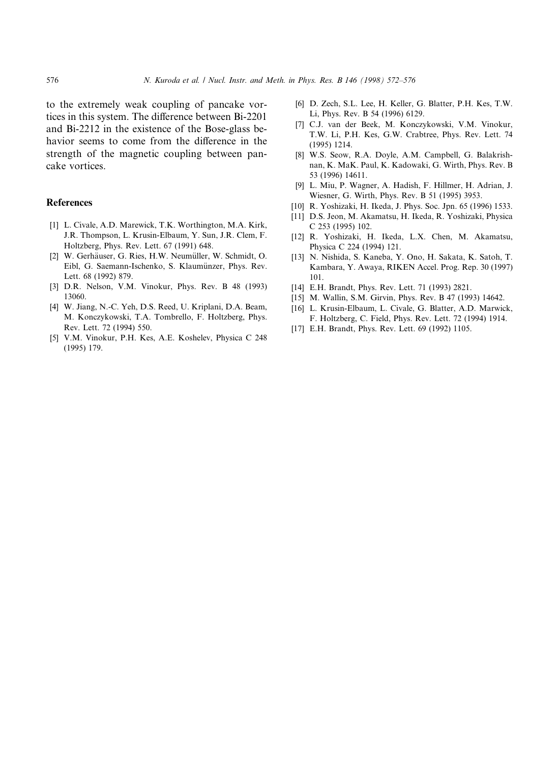to the extremely weak coupling of pancake vortices in this system. The difference between Bi-2201 and Bi-2212 in the existence of the Bose-glass behavior seems to come from the difference in the strength of the magnetic coupling between pancake vortices.

## References

[1] L. Civale, A.D. Marewick, T.K. Worthington, M.A. Kirk, J.R. Thompson, L. Krusin-Elbaum, Y. Sun, J.R. Clem, F. Holtzberg, Phys. Rev. Lett. 67 (1991) 648.

[2] W. Gerhäuser, G. Ries, H.W. Neumüller, W. Schmidt, O. Eibl, G. Saemann-Ischenko, S. Klaumünzer, Phys. Rev. Lett. 68 (1992) 879.

[3] D.R. Nelson, V.M. Vinokur, Phys. Rev. B 48 (1993) 13060.

[4] W. Jiang, N.-C. Yeh, D.S. Reed, U. Kriplani, D.A. Beam, M. Konczykowski, T.A. Tombrello, F. Holtzberg, Phys. Rev. Lett. 72 (1994) 550.

[5] V.M. Vinokur, P.H. Kes, A.E. Koshelev, Physica C 248 (1995) 179.

[6] D. Zech, S.L. Lee, H. Keller, G. Blatter, P.H. Kes, T.W. Li, Phys. Rev. B 54 (1996) 6129.

[7] C.J. van der Beek, M. Konczykowski, V.M. Vinokur, T.W. Li, P.H. Kes, G.W. Crabtree, Phys. Rev. Lett. 74 (1995) 1214.

[8] W.S. Seow, R.A. Doyle, A.M. Campbell, G. Balakrishnan, K. MaK. Paul, K. Kadowaki, G. Wirth, Phys. Rev. B 53 (1996) 14611.

[9] L. Miu, P. Wagner, A. Hadish, F. Hillmer, H. Adrian, J. Wiesner, G. Wirth, Phys. Rev. B 51 (1995) 3953.

[10] R. Yoshizaki, H. Ikeda, J. Phys. Soc. Jpn. 65 (1996) 1533.

[11] D.S. Jeon, M. Akamatsu, H. Ikeda, R. Yoshizaki, Physica C 253 (1995) 102.

[12] R. Yoshizaki, H. Ikeda, L.X. Chen, M. Akamatsu, Physica C 224 (1994) 121.

[13] N. Nishida, S. Kaneba, Y. Ono, H. Sakata, K. Satoh, T. Kambara, Y. Awaya, RIKEN Accel. Prog. Rep. 30 (1997) 101.

[14] E.H. Brandt, Phys. Rev. Lett. 71 (1993) 2821.

[15] M. Wallin, S.M. Girvin, Phys. Rev. B 47 (1993) 14642.

[16] L. Krusin-Elbaum, L. Civale, G. Blatter, A.D. Marwick, F. Holtzberg, C. Field, Phys. Rev. Lett. 72 (1994) 1914.

[17] E.H. Brandt, Phys. Rev. Lett. 69 (1992) 1105.